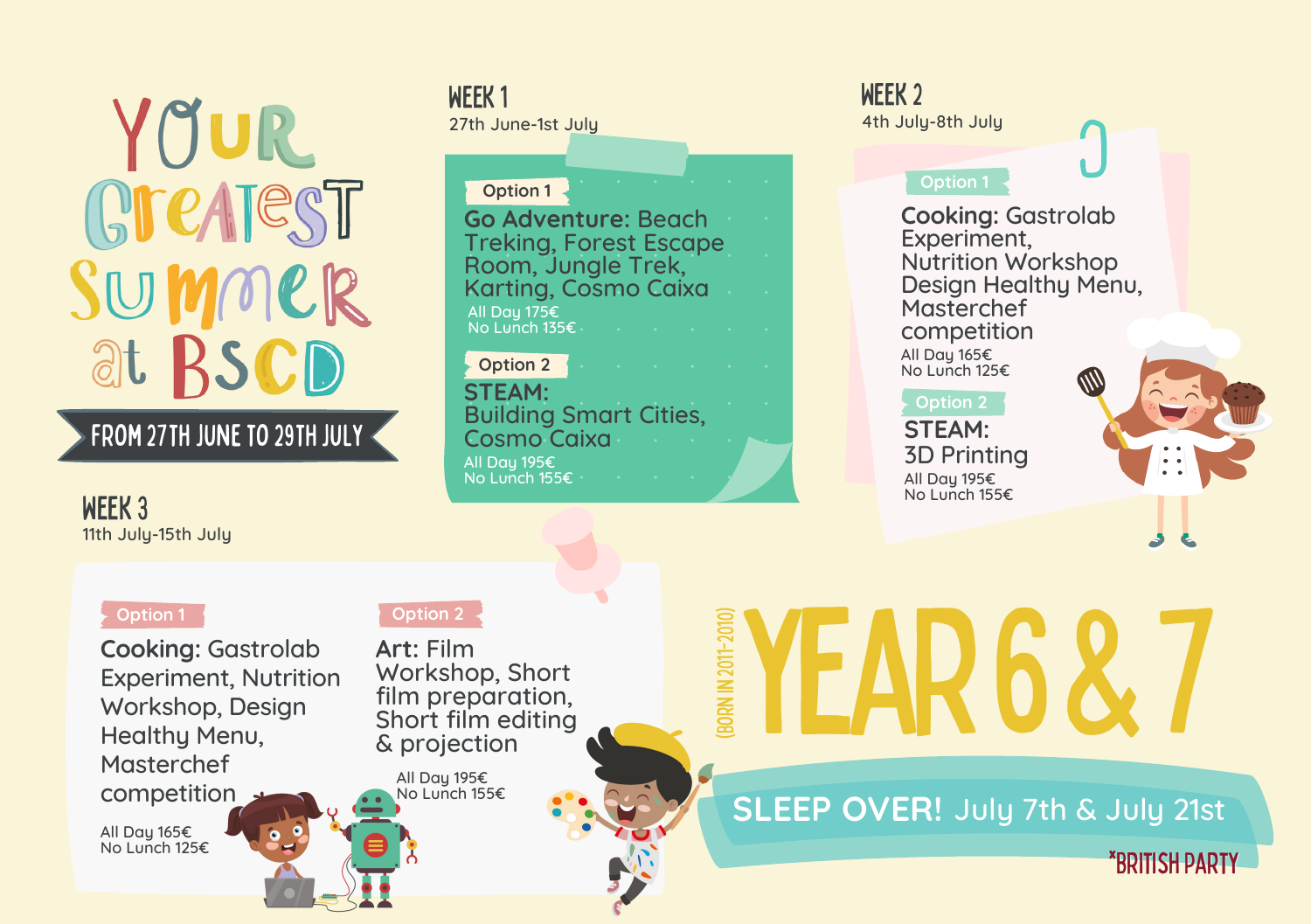# Your Greatest Summer at BSCD

**FROM 27TH JUNE TO 29TH JULY**

## WEEK 1

27th June-1st July

**Option 1**

**Go Adventure:** Beach Treking, Forest Escape Room, Jungle Trek, Karting, Cosmo Caixa

All Day 175€
No Lunch 135€

**Option 2**

**STEAM:** Building Smart Cities, Cosmo Caixa

All Day 195€
No Lunch 155€

## WEEK 2

4th July-8th July

**Option 1**

**Cooking:** Gastrolab Experiment, Nutrition Workshop Design Healthy Menu, Masterchef competition

All Day 165€
No Lunch 125€

**Option 2**

**STEAM:** 3D Printing

All Day 195€
No Lunch 155€

## WEEK 3

11th July-15th July

**Option 1**

**Cooking:** Gastrolab Experiment, Nutrition Workshop, Design Healthy Menu, Masterchef competition

All Day 165€
No Lunch 125€

**Option 2**

**Art:** Film Workshop, Short film preparation, Short film editing & projection

All Day 195€
No Lunch 155€

# YEAR 6 & 7

(BORN IN 2011-2010)

**SLEEP OVER!** July 7th & July 21st

*BRITISH PARTY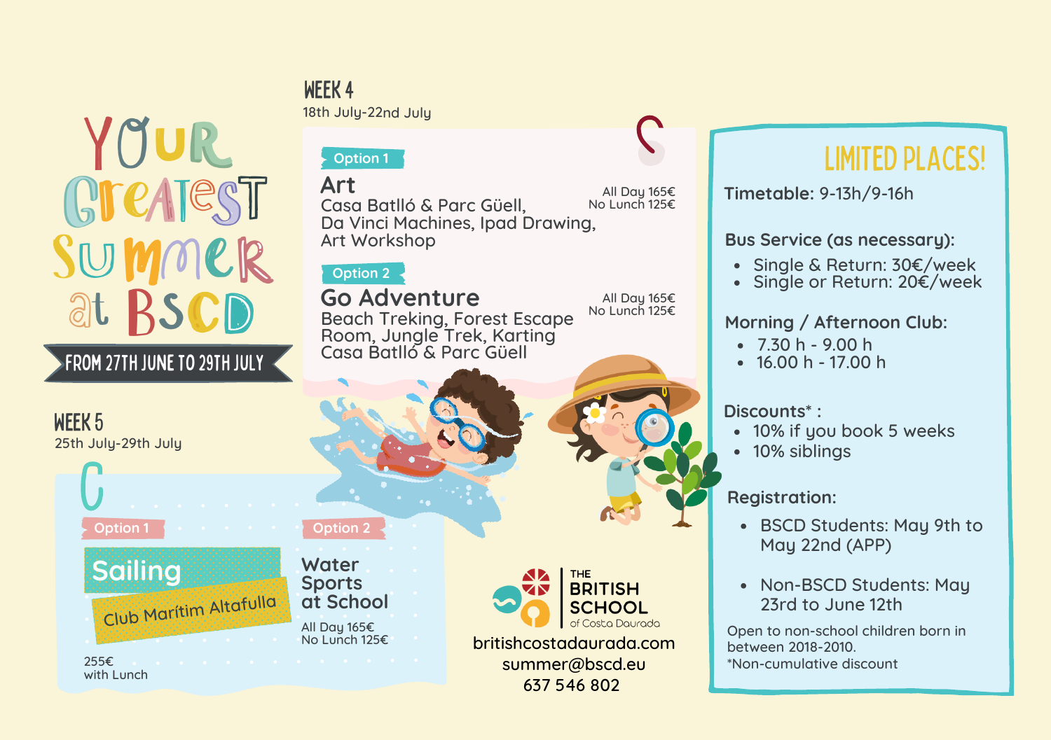# YOUR GREATEST SUMMER at BSCD

**FROM 27TH JUNE TO 29TH JULY**

## WEEK 4

18th July-22nd July

**Option 1**

### Art

Casa Batlló & Parc Güell,
Da Vinci Machines, Ipad Drawing,
Art Workshop

All Day 165€
No Lunch 125€

**Option 2**

### Go Adventure

Beach Treking, Forest Escape Room, Jungle Trek, Karting
Casa Batlló & Parc Güell

All Day 165€
No Lunch 125€

## WEEK 5

25th July-29th July

**Option 1**

### Sailing

Club Marítim Altafulla

255€
with Lunch

**Option 2**

### Water Sports at School

All Day 165€
No Lunch 125€

## LIMITED PLACES!

**Timetable:** 9-13h/9-16h

**Bus Service (as necessary):**

- Single & Return: 30€/week
- Single or Return: 20€/week

**Morning / Afternoon Club:**

- 7.30 h - 9.00 h
- 16.00 h - 17.00 h

**Discounts* :**

- 10% if you book 5 weeks
- 10% siblings

**Registration:**

- BSCD Students: May 9th to May 22nd (APP)
- Non-BSCD Students: May 23rd to June 12th

Open to non-school children born in between 2018-2010.
*Non-cumulative discount

THE BRITISH SCHOOL of Costa Daurada

britishcostadaurada.com
summer@bscd.eu
637 546 802